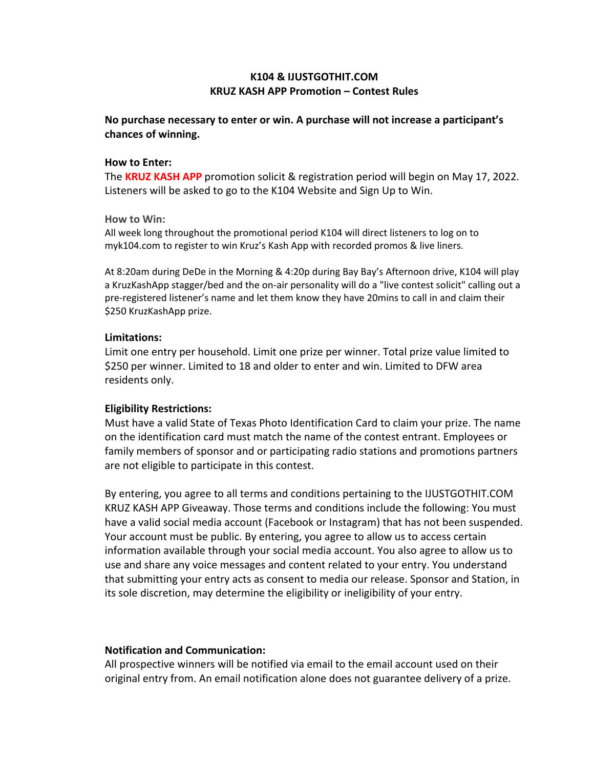**K104 & IJUSTGOTHIT.COM**
**KRUZ KASH APP Promotion – Contest Rules**

**No purchase necessary to enter or win. A purchase will not increase a participant's chances of winning.**

**How to Enter:**

The **KRUZ KASH APP** promotion solicit & registration period will begin on May 17, 2022. Listeners will be asked to go to the K104 Website and Sign Up to Win.

**How to Win:**

All week long throughout the promotional period K104 will direct listeners to log on to myk104.com to register to win Kruz's Kash App with recorded promos & live liners.

At 8:20am during DeDe in the Morning & 4:20p during Bay Bay's Afternoon drive, K104 will play a KruzKashApp stagger/bed and the on-air personality will do a "live contest solicit" calling out a pre-registered listener's name and let them know they have 20mins to call in and claim their $250 KruzKashApp prize.

**Limitations:**

Limit one entry per household. Limit one prize per winner. Total prize value limited to $250 per winner. Limited to 18 and older to enter and win. Limited to DFW area residents only.

**Eligibility Restrictions:**

Must have a valid State of Texas Photo Identification Card to claim your prize. The name on the identification card must match the name of the contest entrant. Employees or family members of sponsor and or participating radio stations and promotions partners are not eligible to participate in this contest.

By entering, you agree to all terms and conditions pertaining to the IJUSTGOTHIT.COM KRUZ KASH APP Giveaway. Those terms and conditions include the following: You must have a valid social media account (Facebook or Instagram) that has not been suspended. Your account must be public. By entering, you agree to allow us to access certain information available through your social media account. You also agree to allow us to use and share any voice messages and content related to your entry. You understand that submitting your entry acts as consent to media our release. Sponsor and Station, in its sole discretion, may determine the eligibility or ineligibility of your entry.

**Notification and Communication:**

All prospective winners will be notified via email to the email account used on their original entry from. An email notification alone does not guarantee delivery of a prize.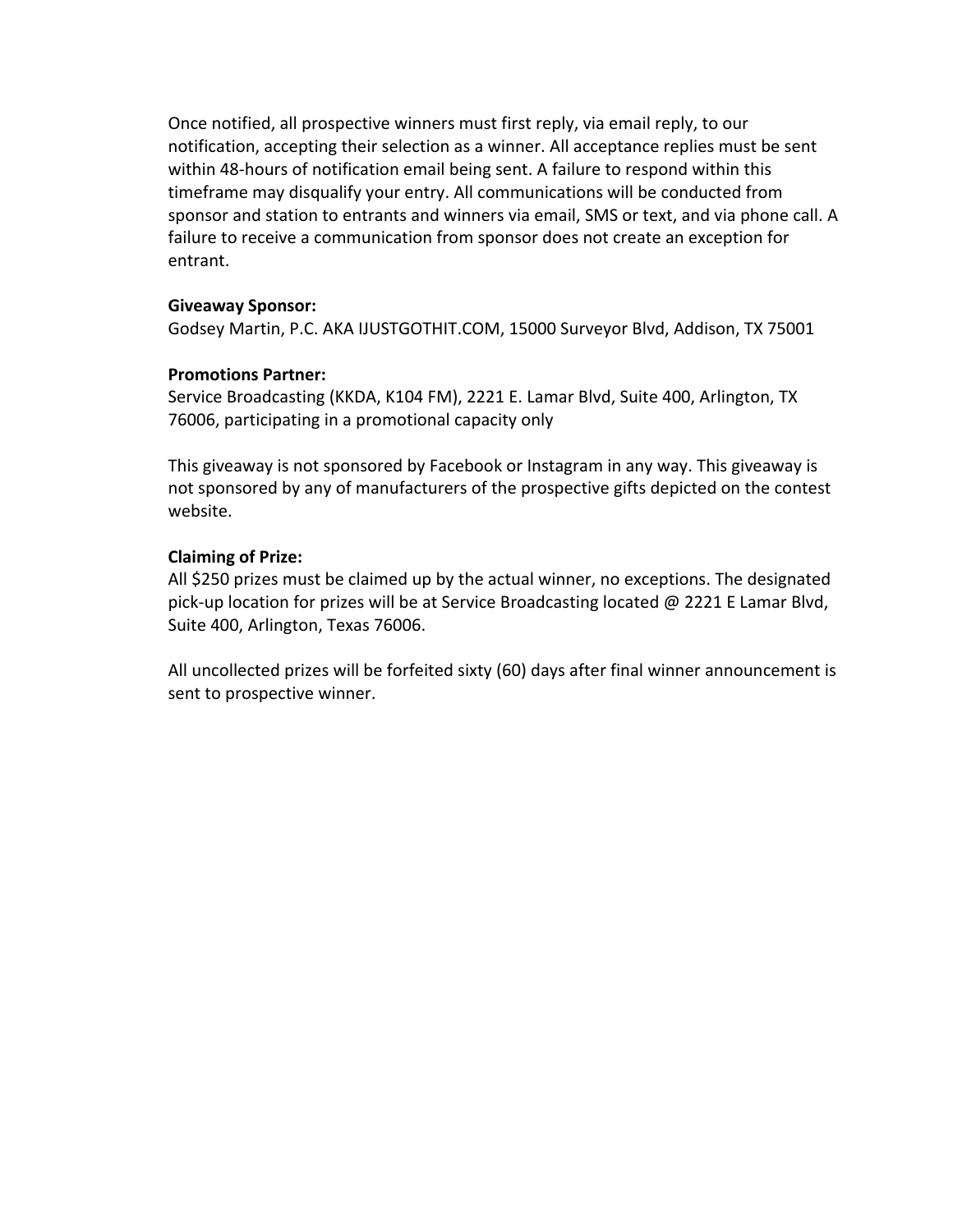Once notified, all prospective winners must first reply, via email reply, to our notification, accepting their selection as a winner. All acceptance replies must be sent within 48-hours of notification email being sent. A failure to respond within this timeframe may disqualify your entry. All communications will be conducted from sponsor and station to entrants and winners via email, SMS or text, and via phone call. A failure to receive a communication from sponsor does not create an exception for entrant.

**Giveaway Sponsor:**
Godsey Martin, P.C. AKA IJUSTGOTHIT.COM, 15000 Surveyor Blvd, Addison, TX 75001

**Promotions Partner:**
Service Broadcasting (KKDA, K104 FM), 2221 E. Lamar Blvd, Suite 400, Arlington, TX 76006, participating in a promotional capacity only

This giveaway is not sponsored by Facebook or Instagram in any way. This giveaway is not sponsored by any of manufacturers of the prospective gifts depicted on the contest website.

**Claiming of Prize:**
All $250 prizes must be claimed up by the actual winner, no exceptions. The designated pick-up location for prizes will be at Service Broadcasting located @ 2221 E Lamar Blvd, Suite 400, Arlington, Texas 76006.

All uncollected prizes will be forfeited sixty (60) days after final winner announcement is sent to prospective winner.